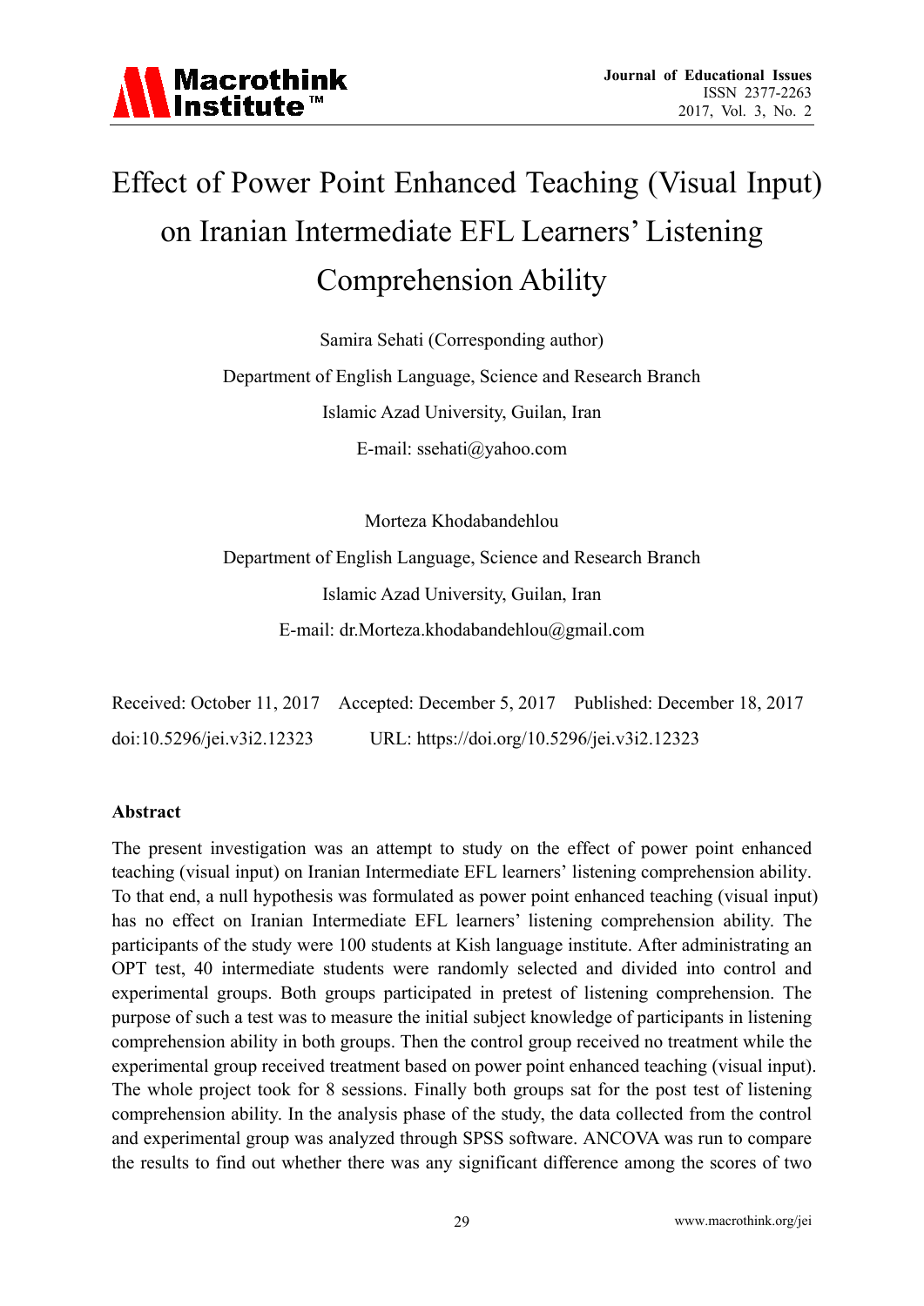# Effect of Power Point Enhanced Teaching (Visual Input) on Iranian Intermediate EFL Learners' Listening Comprehension Ability

Samira Sehati (Corresponding author)

Department of English Language, Science and Research Branch

Islamic Azad University, Guilan, Iran

E-mail: ssehati@yahoo.com

Morteza Khodabandehlou

Department of English Language, Science and Research Branch

Islamic Azad University, Guilan, Iran

E-mail: dr.Morteza.khodabandehlou@gmail.com

Received: October 11, 2017 Accepted: December 5, 2017 Published: December 18, 2017

doi:10.5296/jei.v3i2.12323 URL: https://doi.org/10.5296/jei.v3i2.12323

### Abstract

The present investigation was an attempt to study on the effect of power point enhanced teaching (visual input) on Iranian Intermediate EFL learners' listening comprehension ability. To that end, a null hypothesis was formulated as power point enhanced teaching (visual input) has no effect on Iranian Intermediate EFL learners' listening comprehension ability. The participants of the study were 100 students at Kish language institute. After administrating an OPT test, 40 intermediate students were randomly selected and divided into control and experimental groups. Both groups participated in pretest of listening comprehension. The purpose of such a test was to measure the initial subject knowledge of participants in listening comprehension ability in both groups. Then the control group received no treatment while the experimental group received treatment based on power point enhanced teaching (visual input). The whole project took for 8 sessions. Finally both groups sat for the post test of listening comprehension ability. In the analysis phase of the study, the data collected from the control and experimental group was analyzed through SPSS software. ANCOVA was run to compare the results to find out whether there was any significant difference among the scores of two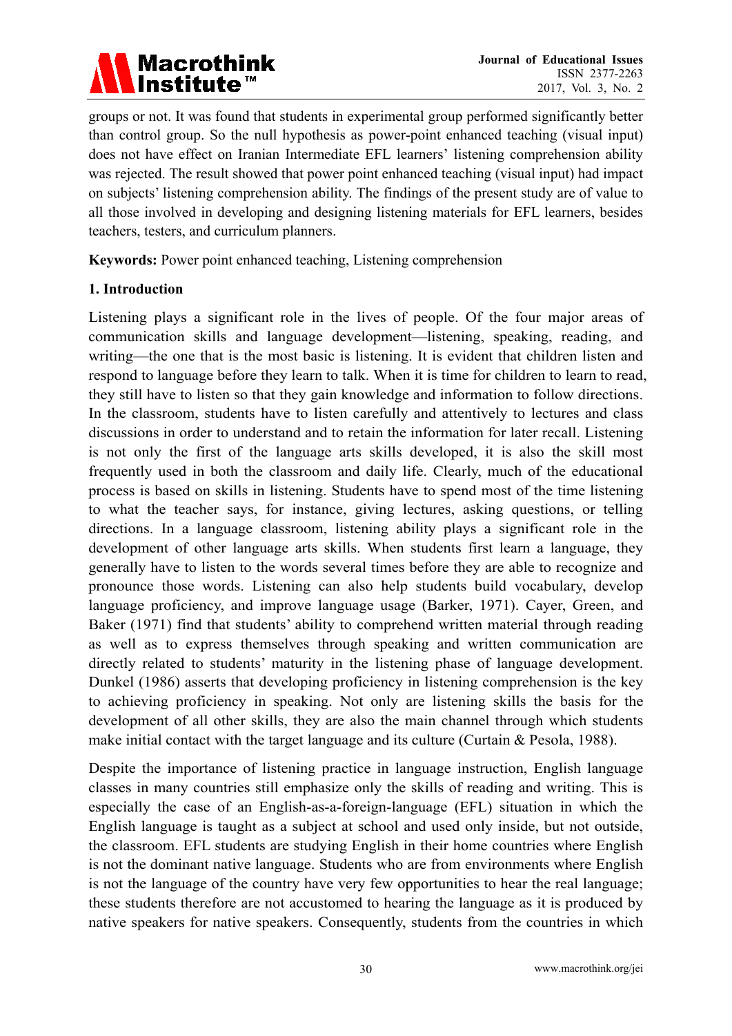groups or not. It was found that students in experimental group performed significantly better than control group. So the null hypothesis as power-point enhanced teaching (visual input) does not have effect on Iranian Intermediate EFL learners' listening comprehension ability was rejected. The result showed that power point enhanced teaching (visual input) had impact on subjects' listening comprehension ability. The findings of the present study are of value to all those involved in developing and designing listening materials for EFL learners, besides teachers, testers, and curriculum planners.

**Keywords:** Power point enhanced teaching, Listening comprehension

## 1. Introduction

Listening plays a significant role in the lives of people. Of the four major areas of communication skills and language development—listening, speaking, reading, and writing—the one that is the most basic is listening. It is evident that children listen and respond to language before they learn to talk. When it is time for children to learn to read, they still have to listen so that they gain knowledge and information to follow directions. In the classroom, students have to listen carefully and attentively to lectures and class discussions in order to understand and to retain the information for later recall. Listening is not only the first of the language arts skills developed, it is also the skill most frequently used in both the classroom and daily life. Clearly, much of the educational process is based on skills in listening. Students have to spend most of the time listening to what the teacher says, for instance, giving lectures, asking questions, or telling directions. In a language classroom, listening ability plays a significant role in the development of other language arts skills. When students first learn a language, they generally have to listen to the words several times before they are able to recognize and pronounce those words. Listening can also help students build vocabulary, develop language proficiency, and improve language usage (Barker, 1971). Cayer, Green, and Baker (1971) find that students' ability to comprehend written material through reading as well as to express themselves through speaking and written communication are directly related to students' maturity in the listening phase of language development. Dunkel (1986) asserts that developing proficiency in listening comprehension is the key to achieving proficiency in speaking. Not only are listening skills the basis for the development of all other skills, they are also the main channel through which students make initial contact with the target language and its culture (Curtain & Pesola, 1988).

Despite the importance of listening practice in language instruction, English language classes in many countries still emphasize only the skills of reading and writing. This is especially the case of an English-as-a-foreign-language (EFL) situation in which the English language is taught as a subject at school and used only inside, but not outside, the classroom. EFL students are studying English in their home countries where English is not the dominant native language. Students who are from environments where English is not the language of the country have very few opportunities to hear the real language; these students therefore are not accustomed to hearing the language as it is produced by native speakers for native speakers. Consequently, students from the countries in which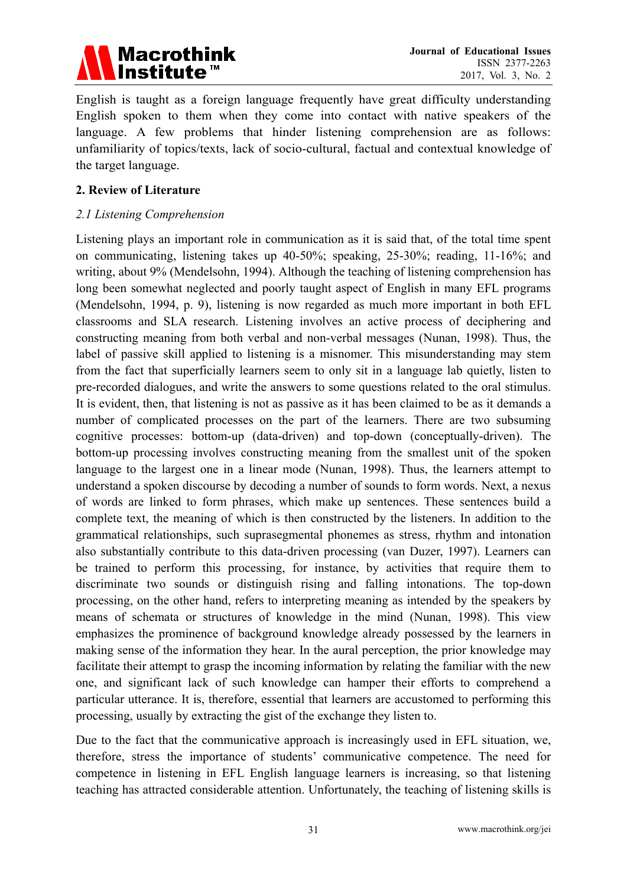English is taught as a foreign language frequently have great difficulty understanding English spoken to them when they come into contact with native speakers of the language. A few problems that hinder listening comprehension are as follows: unfamiliarity of topics/texts, lack of socio-cultural, factual and contextual knowledge of the target language.

## 2. Review of Literature

### *2.1 Listening Comprehension*

Listening plays an important role in communication as it is said that, of the total time spent on communicating, listening takes up 40-50%; speaking, 25-30%; reading, 11-16%; and writing, about 9% (Mendelsohn, 1994). Although the teaching of listening comprehension has long been somewhat neglected and poorly taught aspect of English in many EFL programs (Mendelsohn, 1994, p. 9), listening is now regarded as much more important in both EFL classrooms and SLA research. Listening involves an active process of deciphering and constructing meaning from both verbal and non-verbal messages (Nunan, 1998). Thus, the label of passive skill applied to listening is a misnomer. This misunderstanding may stem from the fact that superficially learners seem to only sit in a language lab quietly, listen to pre-recorded dialogues, and write the answers to some questions related to the oral stimulus. It is evident, then, that listening is not as passive as it has been claimed to be as it demands a number of complicated processes on the part of the learners. There are two subsuming cognitive processes: bottom-up (data-driven) and top-down (conceptually-driven). The bottom-up processing involves constructing meaning from the smallest unit of the spoken language to the largest one in a linear mode (Nunan, 1998). Thus, the learners attempt to understand a spoken discourse by decoding a number of sounds to form words. Next, a nexus of words are linked to form phrases, which make up sentences. These sentences build a complete text, the meaning of which is then constructed by the listeners. In addition to the grammatical relationships, such suprasegmental phonemes as stress, rhythm and intonation also substantially contribute to this data-driven processing (van Duzer, 1997). Learners can be trained to perform this processing, for instance, by activities that require them to discriminate two sounds or distinguish rising and falling intonations. The top-down processing, on the other hand, refers to interpreting meaning as intended by the speakers by means of schemata or structures of knowledge in the mind (Nunan, 1998). This view emphasizes the prominence of background knowledge already possessed by the learners in making sense of the information they hear. In the aural perception, the prior knowledge may facilitate their attempt to grasp the incoming information by relating the familiar with the new one, and significant lack of such knowledge can hamper their efforts to comprehend a particular utterance. It is, therefore, essential that learners are accustomed to performing this processing, usually by extracting the gist of the exchange they listen to.

Due to the fact that the communicative approach is increasingly used in EFL situation, we, therefore, stress the importance of students' communicative competence. The need for competence in listening in EFL English language learners is increasing, so that listening teaching has attracted considerable attention. Unfortunately, the teaching of listening skills is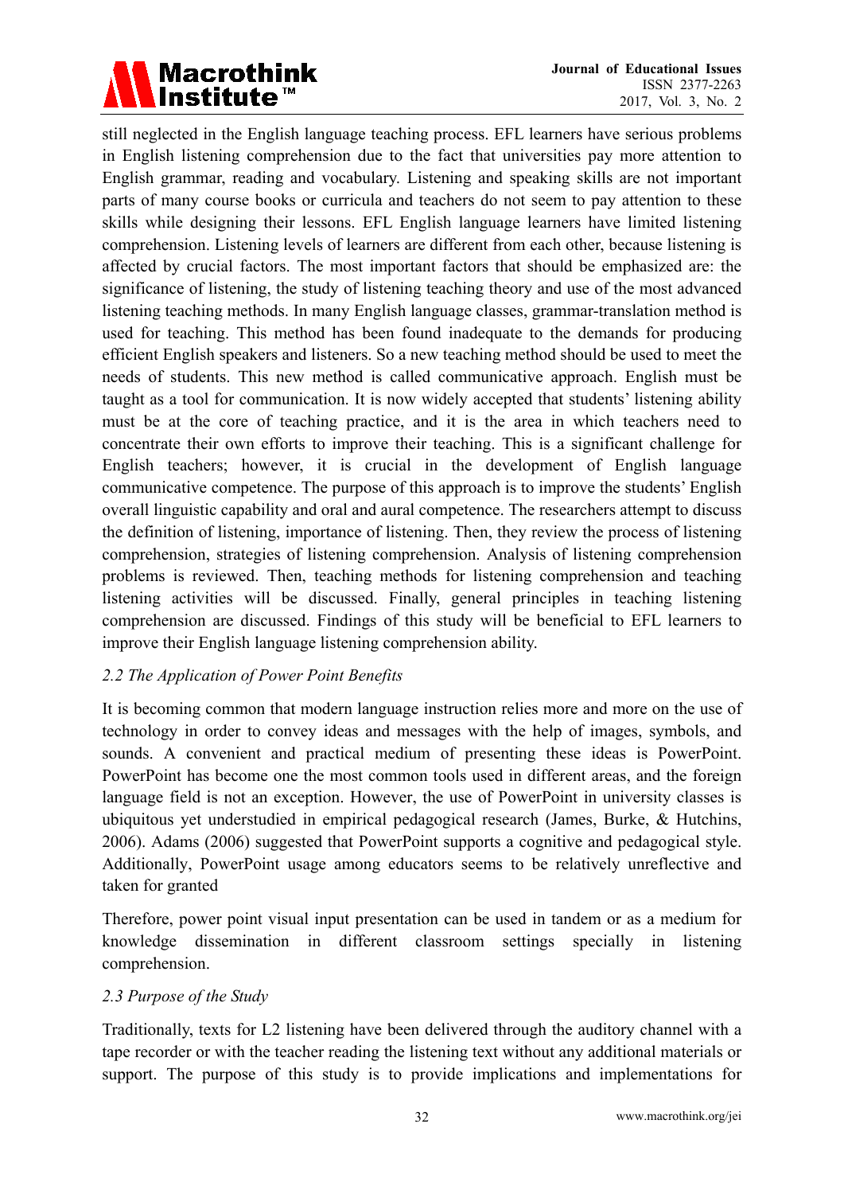still neglected in the English language teaching process. EFL learners have serious problems in English listening comprehension due to the fact that universities pay more attention to English grammar, reading and vocabulary. Listening and speaking skills are not important parts of many course books or curricula and teachers do not seem to pay attention to these skills while designing their lessons. EFL English language learners have limited listening comprehension. Listening levels of learners are different from each other, because listening is affected by crucial factors. The most important factors that should be emphasized are: the significance of listening, the study of listening teaching theory and use of the most advanced listening teaching methods. In many English language classes, grammar-translation method is used for teaching. This method has been found inadequate to the demands for producing efficient English speakers and listeners. So a new teaching method should be used to meet the needs of students. This new method is called communicative approach. English must be taught as a tool for communication. It is now widely accepted that students' listening ability must be at the core of teaching practice, and it is the area in which teachers need to concentrate their own efforts to improve their teaching. This is a significant challenge for English teachers; however, it is crucial in the development of English language communicative competence. The purpose of this approach is to improve the students' English overall linguistic capability and oral and aural competence. The researchers attempt to discuss the definition of listening, importance of listening. Then, they review the process of listening comprehension, strategies of listening comprehension. Analysis of listening comprehension problems is reviewed. Then, teaching methods for listening comprehension and teaching listening activities will be discussed. Finally, general principles in teaching listening comprehension are discussed. Findings of this study will be beneficial to EFL learners to improve their English language listening comprehension ability.

### *2.2 The Application of Power Point Benefits*

It is becoming common that modern language instruction relies more and more on the use of technology in order to convey ideas and messages with the help of images, symbols, and sounds. A convenient and practical medium of presenting these ideas is PowerPoint. PowerPoint has become one the most common tools used in different areas, and the foreign language field is not an exception. However, the use of PowerPoint in university classes is ubiquitous yet understudied in empirical pedagogical research (James, Burke, & Hutchins, 2006). Adams (2006) suggested that PowerPoint supports a cognitive and pedagogical style. Additionally, PowerPoint usage among educators seems to be relatively unreflective and taken for granted

Therefore, power point visual input presentation can be used in tandem or as a medium for knowledge dissemination in different classroom settings specially in listening comprehension.

### *2.3 Purpose of the Study*

Traditionally, texts for L2 listening have been delivered through the auditory channel with a tape recorder or with the teacher reading the listening text without any additional materials or support. The purpose of this study is to provide implications and implementations for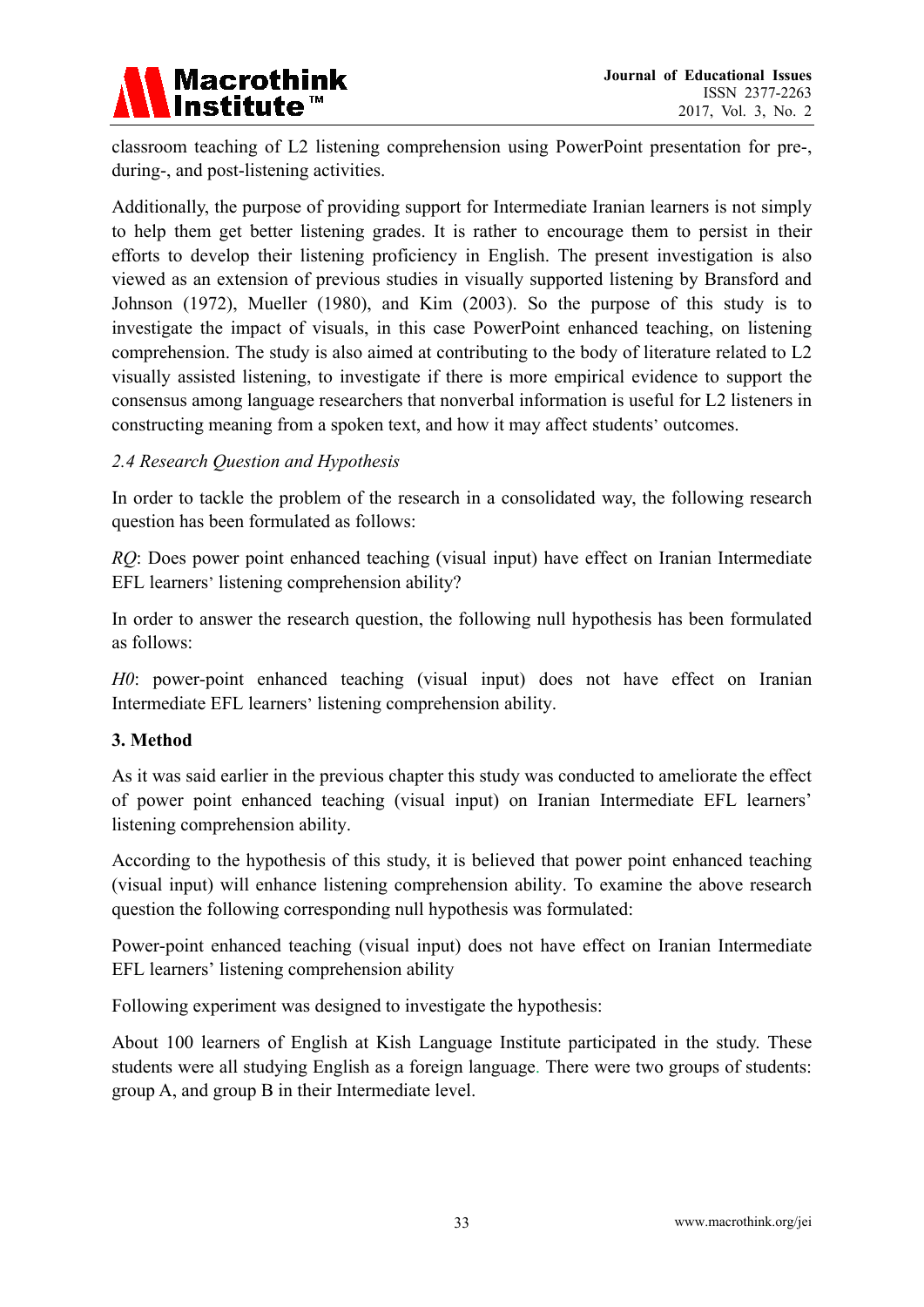classroom teaching of L2 listening comprehension using PowerPoint presentation for pre-, during-, and post-listening activities.

Additionally, the purpose of providing support for Intermediate Iranian learners is not simply to help them get better listening grades. It is rather to encourage them to persist in their efforts to develop their listening proficiency in English. The present investigation is also viewed as an extension of previous studies in visually supported listening by Bransford and Johnson (1972), Mueller (1980), and Kim (2003). So the purpose of this study is to investigate the impact of visuals, in this case PowerPoint enhanced teaching, on listening comprehension. The study is also aimed at contributing to the body of literature related to L2 visually assisted listening, to investigate if there is more empirical evidence to support the consensus among language researchers that nonverbal information is useful for L2 listeners in constructing meaning from a spoken text, and how it may affect students' outcomes.

### *2.4 Research Question and Hypothesis*

In order to tackle the problem of the research in a consolidated way, the following research question has been formulated as follows:

*RQ*: Does power point enhanced teaching (visual input) have effect on Iranian Intermediate EFL learners' listening comprehension ability?

In order to answer the research question, the following null hypothesis has been formulated as follows:

*H0*: power-point enhanced teaching (visual input) does not have effect on Iranian Intermediate EFL learners' listening comprehension ability.

## 3. Method

As it was said earlier in the previous chapter this study was conducted to ameliorate the effect of power point enhanced teaching (visual input) on Iranian Intermediate EFL learners' listening comprehension ability.

According to the hypothesis of this study, it is believed that power point enhanced teaching (visual input) will enhance listening comprehension ability. To examine the above research question the following corresponding null hypothesis was formulated:

Power-point enhanced teaching (visual input) does not have effect on Iranian Intermediate EFL learners' listening comprehension ability

Following experiment was designed to investigate the hypothesis:

About 100 learners of English at Kish Language Institute participated in the study. These students were all studying English as a foreign language. There were two groups of students: group A, and group B in their Intermediate level.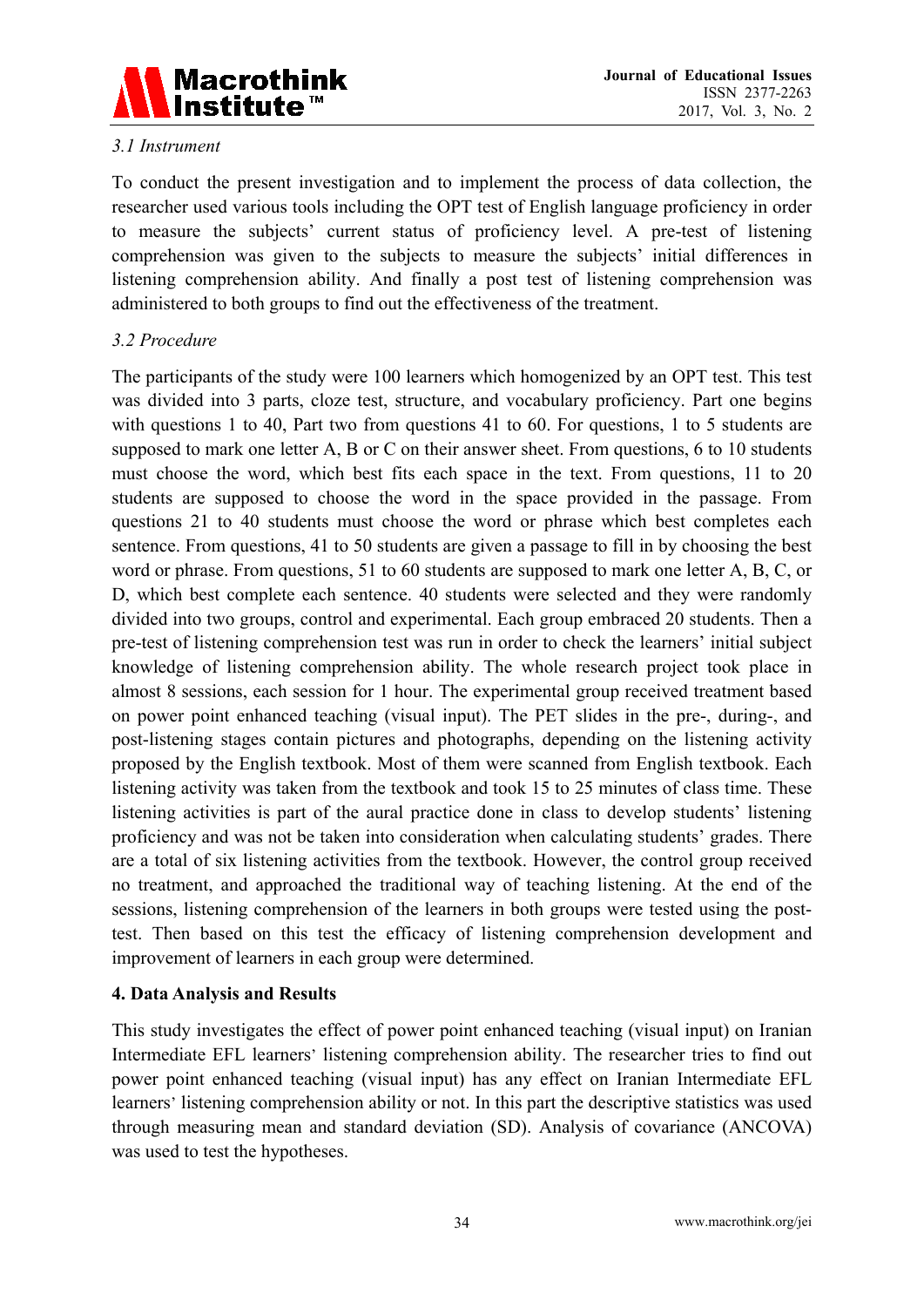### *3.1 Instrument*

To conduct the present investigation and to implement the process of data collection, the researcher used various tools including the OPT test of English language proficiency in order to measure the subjects' current status of proficiency level. A pre-test of listening comprehension was given to the subjects to measure the subjects' initial differences in listening comprehension ability. And finally a post test of listening comprehension was administered to both groups to find out the effectiveness of the treatment.

### *3.2 Procedure*

The participants of the study were 100 learners which homogenized by an OPT test. This test was divided into 3 parts, cloze test, structure, and vocabulary proficiency. Part one begins with questions 1 to 40, Part two from questions 41 to 60. For questions, 1 to 5 students are supposed to mark one letter A, B or C on their answer sheet. From questions, 6 to 10 students must choose the word, which best fits each space in the text. From questions, 11 to 20 students are supposed to choose the word in the space provided in the passage. From questions 21 to 40 students must choose the word or phrase which best completes each sentence. From questions, 41 to 50 students are given a passage to fill in by choosing the best word or phrase. From questions, 51 to 60 students are supposed to mark one letter A, B, C, or D, which best complete each sentence. 40 students were selected and they were randomly divided into two groups, control and experimental. Each group embraced 20 students. Then a pre-test of listening comprehension test was run in order to check the learners' initial subject knowledge of listening comprehension ability. The whole research project took place in almost 8 sessions, each session for 1 hour. The experimental group received treatment based on power point enhanced teaching (visual input). The PET slides in the pre-, during-, and post-listening stages contain pictures and photographs, depending on the listening activity proposed by the English textbook. Most of them were scanned from English textbook. Each listening activity was taken from the textbook and took 15 to 25 minutes of class time. These listening activities is part of the aural practice done in class to develop students' listening proficiency and was not be taken into consideration when calculating students' grades. There are a total of six listening activities from the textbook. However, the control group received no treatment, and approached the traditional way of teaching listening. At the end of the sessions, listening comprehension of the learners in both groups were tested using the post-test. Then based on this test the efficacy of listening comprehension development and improvement of learners in each group were determined.

## **4. Data Analysis and Results**

This study investigates the effect of power point enhanced teaching (visual input) on Iranian Intermediate EFL learners' listening comprehension ability. The researcher tries to find out power point enhanced teaching (visual input) has any effect on Iranian Intermediate EFL learners' listening comprehension ability or not. In this part the descriptive statistics was used through measuring mean and standard deviation (SD). Analysis of covariance (ANCOVA) was used to test the hypotheses.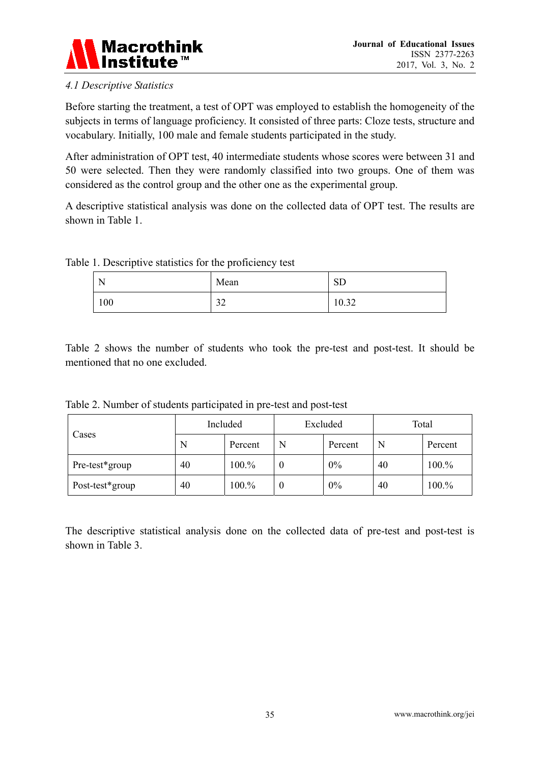### 4.1 Descriptive Statistics

Before starting the treatment, a test of OPT was employed to establish the homogeneity of the subjects in terms of language proficiency. It consisted of three parts: Cloze tests, structure and vocabulary. Initially, 100 male and female students participated in the study.

After administration of OPT test, 40 intermediate students whose scores were between 31 and 50 were selected. Then they were randomly classified into two groups. One of them was considered as the control group and the other one as the experimental group.

A descriptive statistical analysis was done on the collected data of OPT test. The results are shown in Table 1.

Table 1. Descriptive statistics for the proficiency test

| N | Mean | SD |
|---|---|---|
| 100 | 32 | 10.32 |

Table 2 shows the number of students who took the pre-test and post-test. It should be mentioned that no one excluded.

Table 2. Number of students participated in pre-test and post-test

| Cases | Included | | Excluded | | Total | |
|---|---|---|---|---|---|---|
| | N | Percent | N | Percent | N | Percent |
| Pre-test*group | 40 | 100.% | 0 | 0% | 40 | 100.% |
| Post-test*group | 40 | 100.% | 0 | 0% | 40 | 100.% |

The descriptive statistical analysis done on the collected data of pre-test and post-test is shown in Table 3.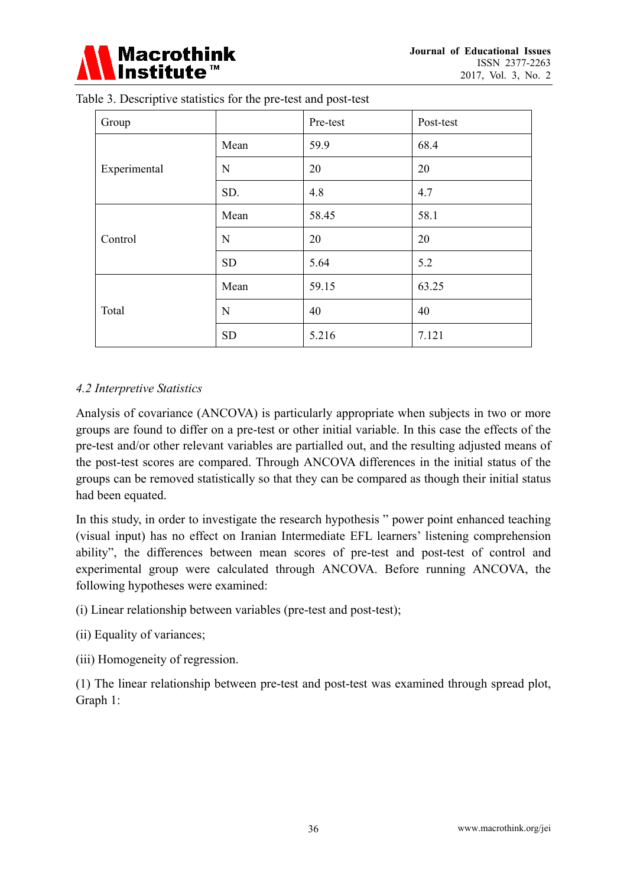Table 3. Descriptive statistics for the pre-test and post-test

| Group | | Pre-test | Post-test |
|---|---|---|---|
| Experimental | Mean | 59.9 | 68.4 |
| | N | 20 | 20 |
| | SD. | 4.8 | 4.7 |
| Control | Mean | 58.45 | 58.1 |
| | N | 20 | 20 |
| | SD | 5.64 | 5.2 |
| Total | Mean | 59.15 | 63.25 |
| | N | 40 | 40 |
| | SD | 5.216 | 7.121 |

### *4.2 Interpretive Statistics*

Analysis of covariance (ANCOVA) is particularly appropriate when subjects in two or more groups are found to differ on a pre-test or other initial variable. In this case the effects of the pre-test and/or other relevant variables are partialled out, and the resulting adjusted means of the post-test scores are compared. Through ANCOVA differences in the initial status of the groups can be removed statistically so that they can be compared as though their initial status had been equated.

In this study, in order to investigate the research hypothesis " power point enhanced teaching (visual input) has no effect on Iranian Intermediate EFL learners' listening comprehension ability", the differences between mean scores of pre-test and post-test of control and experimental group were calculated through ANCOVA. Before running ANCOVA, the following hypotheses were examined:

(i) Linear relationship between variables (pre-test and post-test);

(ii) Equality of variances;

(iii) Homogeneity of regression.

(1) The linear relationship between pre-test and post-test was examined through spread plot, Graph 1: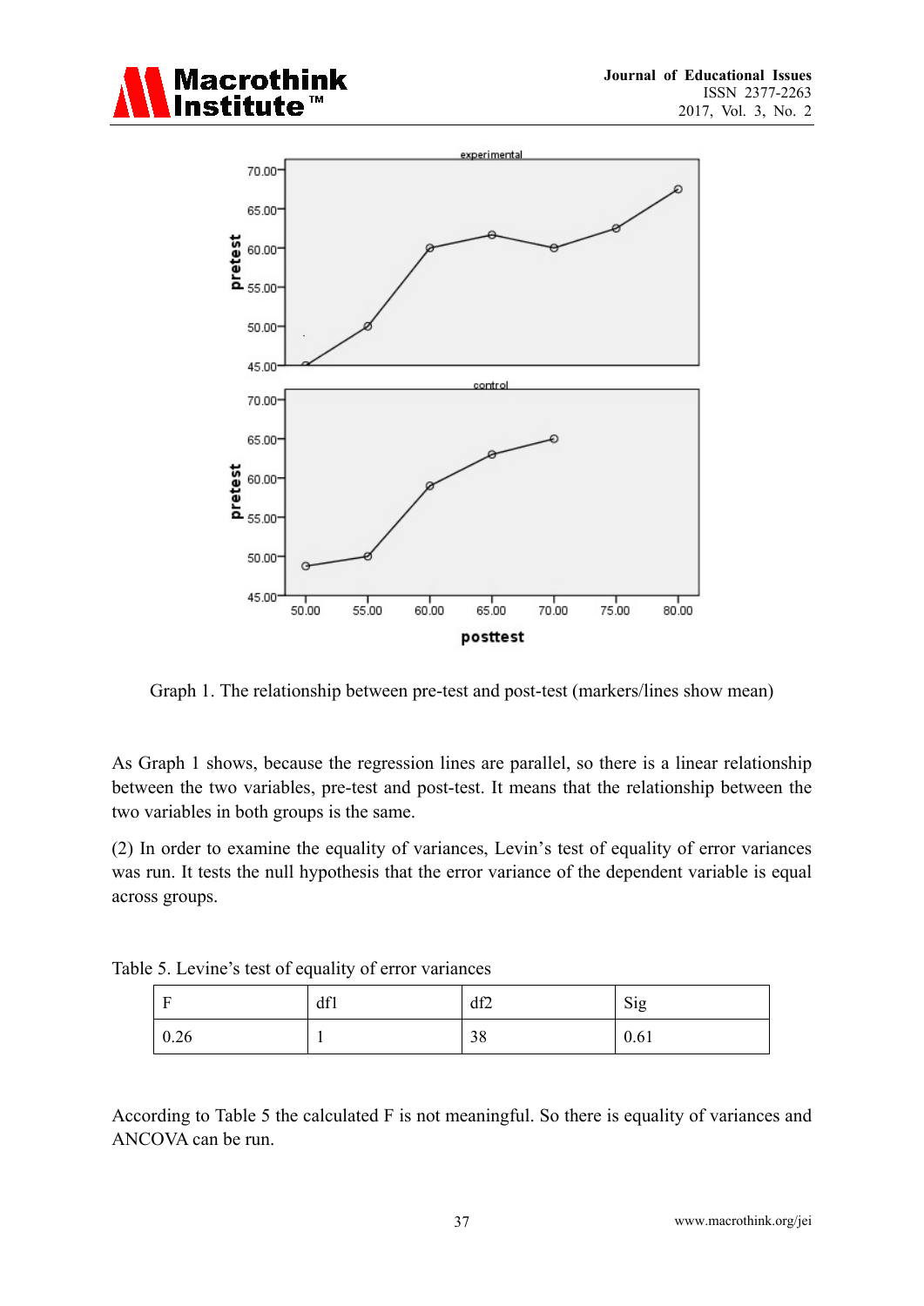Graph 1. The relationship between pre-test and post-test (markers/lines show mean)

As Graph 1 shows, because the regression lines are parallel, so there is a linear relationship between the two variables, pre-test and post-test. It means that the relationship between the two variables in both groups is the same.

(2) In order to examine the equality of variances, Levin's test of equality of error variances was run. It tests the null hypothesis that the error variance of the dependent variable is equal across groups.

Table 5. Levine's test of equality of error variances

| F | df1 | df2 | Sig |
|---|---|---|---|
| 0.26 | 1 | 38 | 0.61 |

According to Table 5 the calculated F is not meaningful. So there is equality of variances and ANCOVA can be run.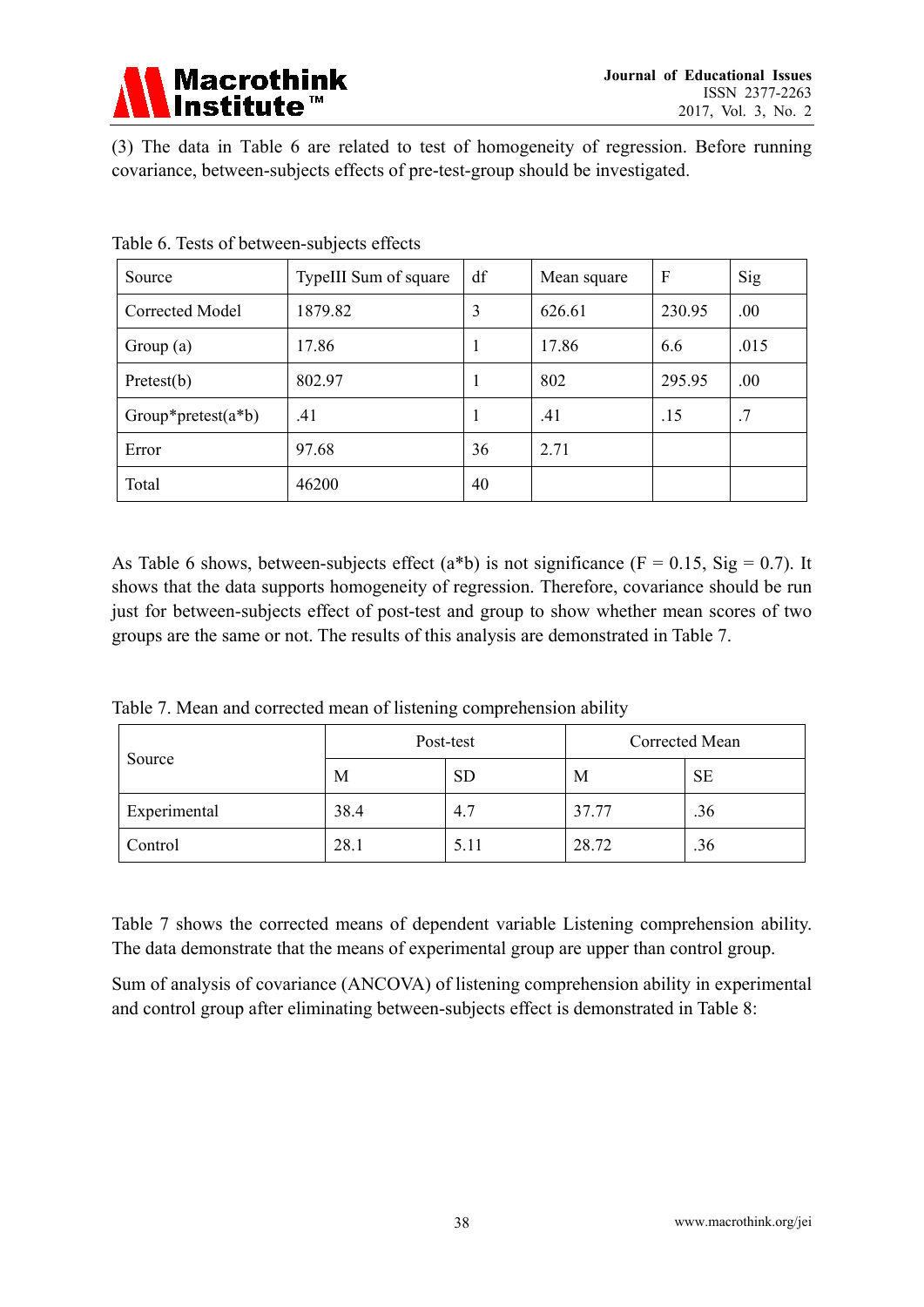(3) The data in Table 6 are related to test of homogeneity of regression. Before running covariance, between-subjects effects of pre-test-group should be investigated.

Table 6. Tests of between-subjects effects

| Source | TypeIII Sum of square | df | Mean square | F | Sig |
|---|---|---|---|---|---|
| Corrected Model | 1879.82 | 3 | 626.61 | 230.95 | .00 |
| Group (a) | 17.86 | 1 | 17.86 | 6.6 | .015 |
| Pretest(b) | 802.97 | 1 | 802 | 295.95 | .00 |
| Group*pretest(a*b) | .41 | 1 | .41 | .15 | .7 |
| Error | 97.68 | 36 | 2.71 | | |
| Total | 46200 | 40 | | | |

As Table 6 shows, between-subjects effect (a*b) is not significance ($F = 0.15$, $Sig = 0.7$). It shows that the data supports homogeneity of regression. Therefore, covariance should be run just for between-subjects effect of post-test and group to show whether mean scores of two groups are the same or not. The results of this analysis are demonstrated in Table 7.

Table 7. Mean and corrected mean of listening comprehension ability

| Source | Post-test | | Corrected Mean | |
|---|---|---|---|---|
| | M | SD | M | SE |
| Experimental | 38.4 | 4.7 | 37.77 | .36 |
| Control | 28.1 | 5.11 | 28.72 | .36 |

Table 7 shows the corrected means of dependent variable Listening comprehension ability. The data demonstrate that the means of experimental group are upper than control group.

Sum of analysis of covariance (ANCOVA) of listening comprehension ability in experimental and control group after eliminating between-subjects effect is demonstrated in Table 8: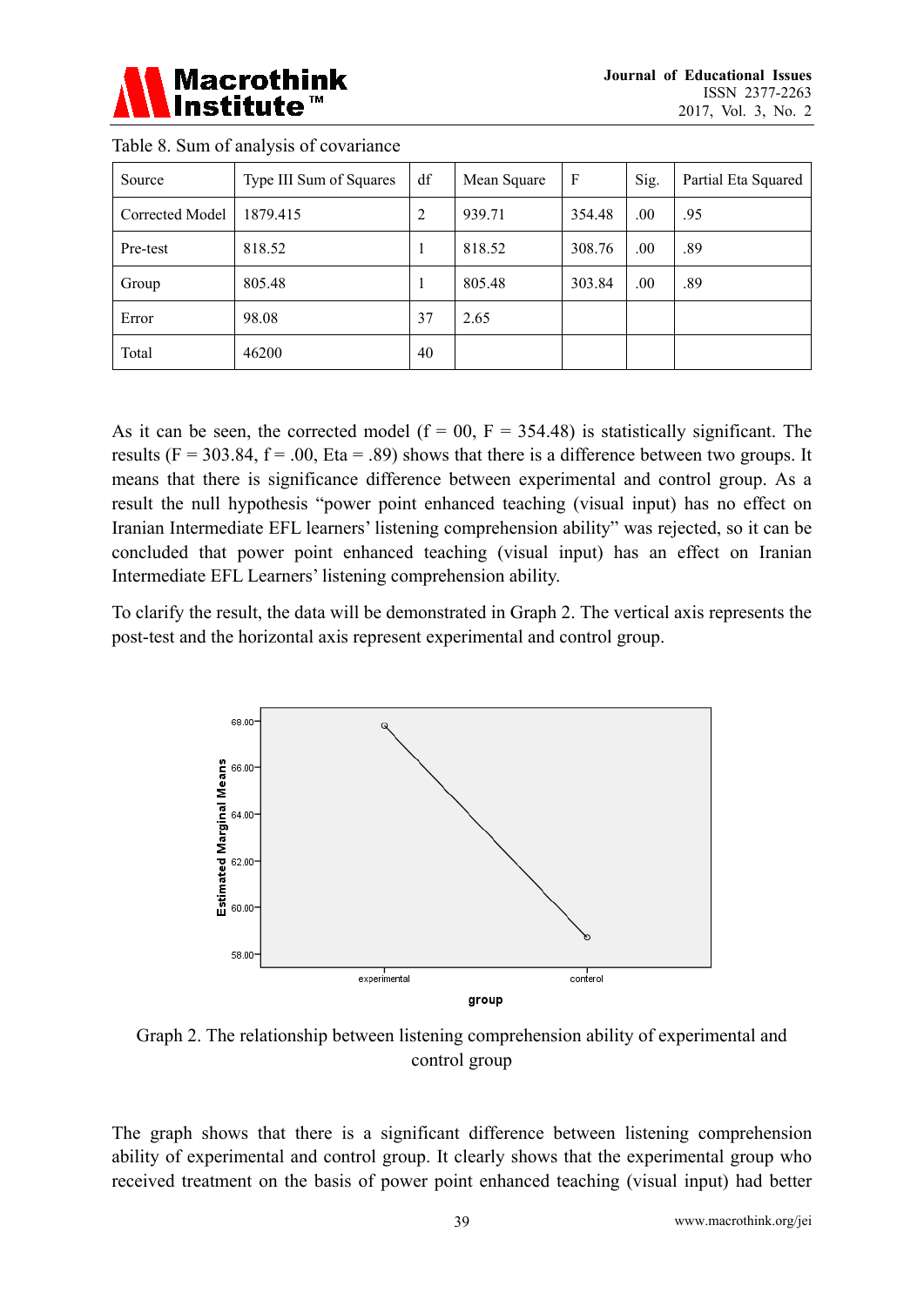Table 8. Sum of analysis of covariance

| Source | Type III Sum of Squares | df | Mean Square | F | Sig. | Partial Eta Squared |
|---|---|---|---|---|---|---|
| Corrected Model | 1879.415 | 2 | 939.71 | 354.48 | .00 | .95 |
| Pre-test | 818.52 | 1 | 818.52 | 308.76 | .00 | .89 |
| Group | 805.48 | 1 | 805.48 | 303.84 | .00 | .89 |
| Error | 98.08 | 37 | 2.65 | | | |
| Total | 46200 | 40 | | | | |

As it can be seen, the corrected model (f = 00, F = 354.48) is statistically significant. The results (F = 303.84, f = .00, Eta = .89) shows that there is a difference between two groups. It means that there is significance difference between experimental and control group. As a result the null hypothesis "power point enhanced teaching (visual input) has no effect on Iranian Intermediate EFL learners' listening comprehension ability" was rejected, so it can be concluded that power point enhanced teaching (visual input) has an effect on Iranian Intermediate EFL Learners' listening comprehension ability.

To clarify the result, the data will be demonstrated in Graph 2. The vertical axis represents the post-test and the horizontal axis represent experimental and control group.

Graph 2. The relationship between listening comprehension ability of experimental and control group

The graph shows that there is a significant difference between listening comprehension ability of experimental and control group. It clearly shows that the experimental group who received treatment on the basis of power point enhanced teaching (visual input) had better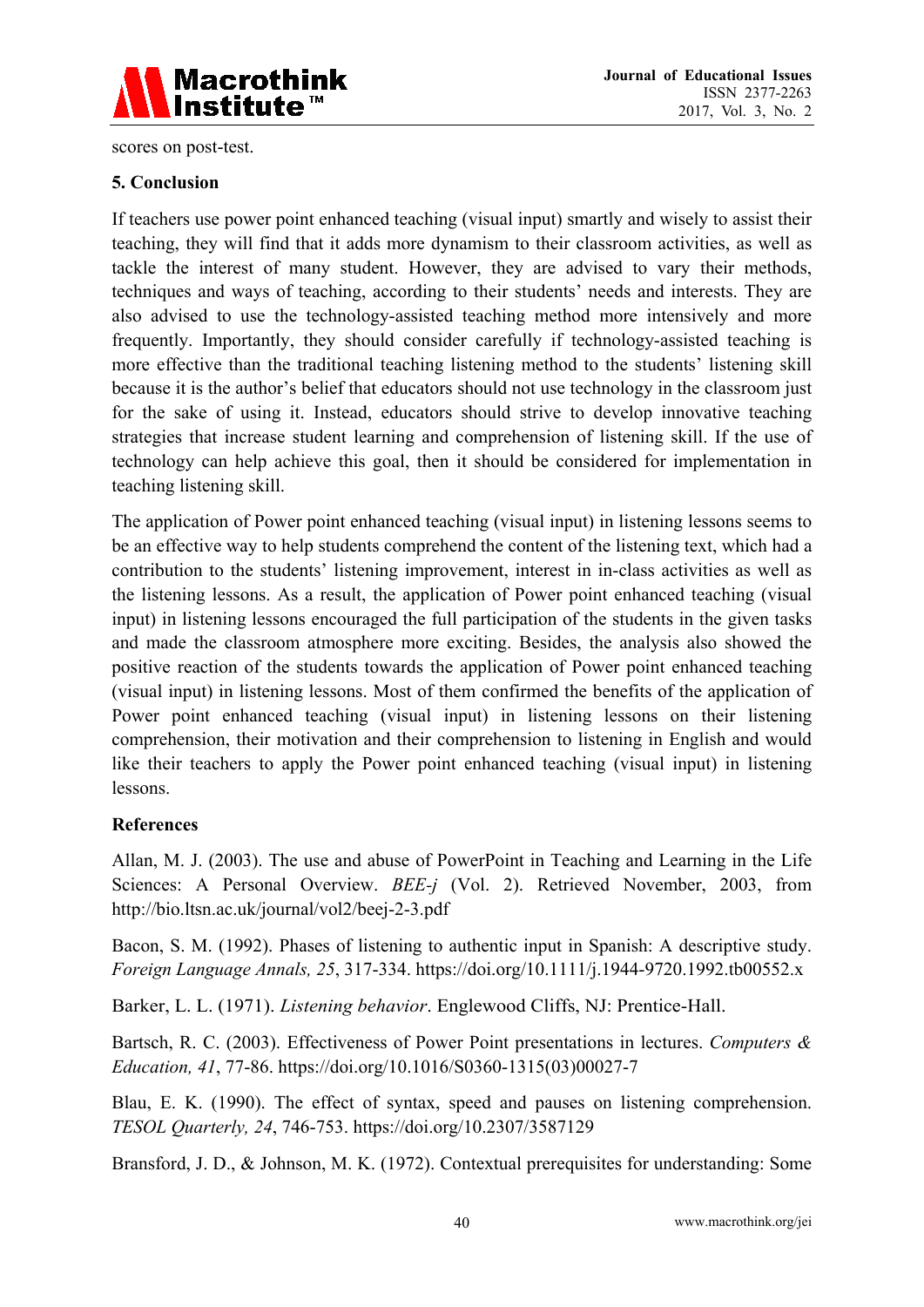scores on post-test.

## 5. Conclusion

If teachers use power point enhanced teaching (visual input) smartly and wisely to assist their teaching, they will find that it adds more dynamism to their classroom activities, as well as tackle the interest of many student. However, they are advised to vary their methods, techniques and ways of teaching, according to their students' needs and interests. They are also advised to use the technology-assisted teaching method more intensively and more frequently. Importantly, they should consider carefully if technology-assisted teaching is more effective than the traditional teaching listening method to the students' listening skill because it is the author's belief that educators should not use technology in the classroom just for the sake of using it. Instead, educators should strive to develop innovative teaching strategies that increase student learning and comprehension of listening skill. If the use of technology can help achieve this goal, then it should be considered for implementation in teaching listening skill.

The application of Power point enhanced teaching (visual input) in listening lessons seems to be an effective way to help students comprehend the content of the listening text, which had a contribution to the students' listening improvement, interest in in-class activities as well as the listening lessons. As a result, the application of Power point enhanced teaching (visual input) in listening lessons encouraged the full participation of the students in the given tasks and made the classroom atmosphere more exciting. Besides, the analysis also showed the positive reaction of the students towards the application of Power point enhanced teaching (visual input) in listening lessons. Most of them confirmed the benefits of the application of Power point enhanced teaching (visual input) in listening lessons on their listening comprehension, their motivation and their comprehension to listening in English and would like their teachers to apply the Power point enhanced teaching (visual input) in listening lessons.

## References

Allan, M. J. (2003). The use and abuse of PowerPoint in Teaching and Learning in the Life Sciences: A Personal Overview. *BEE-j* (Vol. 2). Retrieved November, 2003, from http://bio.ltsn.ac.uk/journal/vol2/beej-2-3.pdf

Bacon, S. M. (1992). Phases of listening to authentic input in Spanish: A descriptive study. *Foreign Language Annals, 25*, 317-334. https://doi.org/10.1111/j.1944-9720.1992.tb00552.x

Barker, L. L. (1971). *Listening behavior*. Englewood Cliffs, NJ: Prentice-Hall.

Bartsch, R. C. (2003). Effectiveness of Power Point presentations in lectures. *Computers & Education, 41*, 77-86. https://doi.org/10.1016/S0360-1315(03)00027-7

Blau, E. K. (1990). The effect of syntax, speed and pauses on listening comprehension. *TESOL Quarterly, 24*, 746-753. https://doi.org/10.2307/3587129

Bransford, J. D., & Johnson, M. K. (1972). Contextual prerequisites for understanding: Some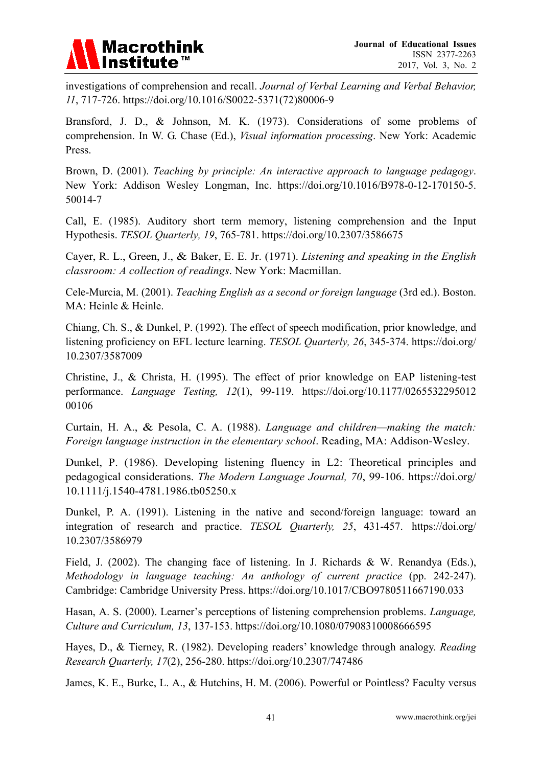investigations of comprehension and recall. *Journal of Verbal Learning and Verbal Behavior, 11*, 717-726. https://doi.org/10.1016/S0022-5371(72)80006-9

Bransford, J. D., & Johnson, M. K. (1973). Considerations of some problems of comprehension. In W. G. Chase (Ed.), *Visual information processing*. New York: Academic Press.

Brown, D. (2001). *Teaching by principle: An interactive approach to language pedagogy*. New York: Addison Wesley Longman, Inc. https://doi.org/10.1016/B978-0-12-170150-5.50014-7

Call, E. (1985). Auditory short term memory, listening comprehension and the Input Hypothesis. *TESOL Quarterly, 19*, 765-781. https://doi.org/10.2307/3586675

Cayer, R. L., Green, J., & Baker, E. E. Jr. (1971). *Listening and speaking in the English classroom: A collection of readings*. New York: Macmillan.

Cele-Murcia, M. (2001). *Teaching English as a second or foreign language* (3rd ed.). Boston. MA: Heinle & Heinle.

Chiang, Ch. S., & Dunkel, P. (1992). The effect of speech modification, prior knowledge, and listening proficiency on EFL lecture learning. *TESOL Quarterly, 26*, 345-374. https://doi.org/10.2307/3587009

Christine, J., & Christa, H. (1995). The effect of prior knowledge on EAP listening-test performance. *Language Testing, 12*(1), 99-119. https://doi.org/10.1177/026553229501200106

Curtain, H. A., & Pesola, C. A. (1988). *Language and children—making the match: Foreign language instruction in the elementary school*. Reading, MA: Addison-Wesley.

Dunkel, P. (1986). Developing listening fluency in L2: Theoretical principles and pedagogical considerations. *The Modern Language Journal, 70*, 99-106. https://doi.org/10.1111/j.1540-4781.1986.tb05250.x

Dunkel, P. A. (1991). Listening in the native and second/foreign language: toward an integration of research and practice. *TESOL Quarterly, 25*, 431-457. https://doi.org/10.2307/3586979

Field, J. (2002). The changing face of listening. In J. Richards & W. Renandya (Eds.), *Methodology in language teaching: An anthology of current practice* (pp. 242-247). Cambridge: Cambridge University Press. https://doi.org/10.1017/CBO9780511667190.033

Hasan, A. S. (2000). Learner's perceptions of listening comprehension problems. *Language, Culture and Curriculum, 13*, 137-153. https://doi.org/10.1080/07908310008666595

Hayes, D., & Tierney, R. (1982). Developing readers' knowledge through analogy. *Reading Research Quarterly, 17*(2), 256-280. https://doi.org/10.2307/747486

James, K. E., Burke, L. A., & Hutchins, H. M. (2006). Powerful or Pointless? Faculty versus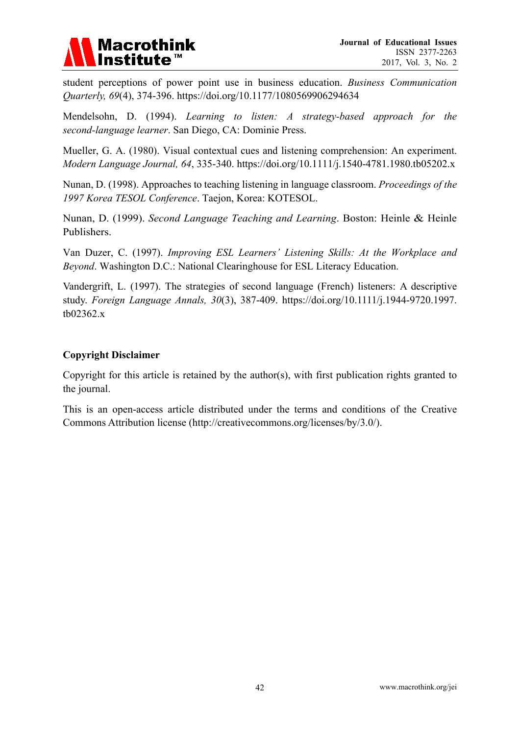student perceptions of power point use in business education. *Business Communication Quarterly, 69*(4), 374-396. https://doi.org/10.1177/1080569906294634

Mendelsohn, D. (1994). *Learning to listen: A strategy-based approach for the second-language learner*. San Diego, CA: Dominie Press.

Mueller, G. A. (1980). Visual contextual cues and listening comprehension: An experiment. *Modern Language Journal, 64*, 335-340. https://doi.org/10.1111/j.1540-4781.1980.tb05202.x

Nunan, D. (1998). Approaches to teaching listening in language classroom. *Proceedings of the 1997 Korea TESOL Conference*. Taejon, Korea: KOTESOL.

Nunan, D. (1999). *Second Language Teaching and Learning*. Boston: Heinle & Heinle Publishers.

Van Duzer, C. (1997). *Improving ESL Learners' Listening Skills: At the Workplace and Beyond*. Washington D.C.: National Clearinghouse for ESL Literacy Education.

Vandergrift, L. (1997). The strategies of second language (French) listeners: A descriptive study. *Foreign Language Annals, 30*(3), 387-409. https://doi.org/10.1111/j.1944-9720.1997.tb02362.x

## Copyright Disclaimer

Copyright for this article is retained by the author(s), with first publication rights granted to the journal.

This is an open-access article distributed under the terms and conditions of the Creative Commons Attribution license (http://creativecommons.org/licenses/by/3.0/).